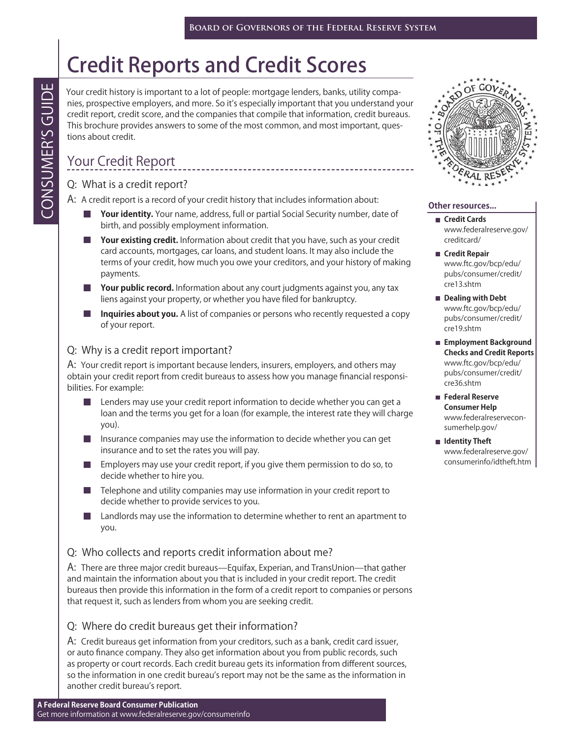# Credit Reports and Credit Scores

Your credit history is important to a lot of people: mortgage lenders, banks, utility companies, prospective employers, and more. So it's especially important that you understand your credit report, credit score, and the companies that compile that information, credit bureaus. This brochure provides answers to some of the most common, and most important, questions about credit.

## Your Credit Report

### Q: What is a credit report?

A: A credit report is a record of your credit history that includes information about:

- **Your identity.** Your name, address, full or partial Social Security number, date of birth, and possibly employment information.
- **Your existing credit.** Information about credit that you have, such as your credit card accounts, mortgages, car loans, and student loans. It may also include the terms of your credit, how much you owe your creditors, and your history of making payments.
- **Your public record.** Information about any court judgments against you, any tax liens against your property, or whether you have filed for bankruptcy.
- **Inquiries about you.** A list of companies or persons who recently requested a copy of your report.

### Q: Why is a credit report important?

A: Your credit report is important because lenders, insurers, employers, and others may obtain your credit report from credit bureaus to assess how you manage financial responsibilities. For example:

- Lenders may use your credit report information to decide whether you can get a loan and the terms you get for a loan (for example, the interest rate they will charge you).
- Insurance companies may use the information to decide whether you can get insurance and to set the rates you will pay.
- Employers may use your credit report, if you give them permission to do so, to decide whether to hire you.
- Telephone and utility companies may use information in your credit report to decide whether to provide services to you.
- Landlords may use the information to determine whether to rent an apartment to you.

### Q: Who collects and reports credit information about me?

A: There are three major credit bureaus—Equifax, Experian, and TransUnion—that gather and maintain the information about you that is included in your credit report. The credit bureaus then provide this information in the form of a credit report to companies or persons that request it, such as lenders from whom you are seeking credit.

### Q: Where do credit bureaus get their information?

A: Credit bureaus get information from your creditors, such as a bank, credit card issuer, or auto finance company. They also get information about you from public records, such as property or court records. Each credit bureau gets its information from different sources, so the information in one credit bureau's report may not be the same as the information in another credit bureau's report.

**Other resources...**

- **Credit Cards** www.federalreserve.gov/creditcard/
- **Credit Repair** www.ftc.gov/bcp/edu/pubs/consumer/credit/cre13.shtm
- **Dealing with Debt** www.ftc.gov/bcp/edu/pubs/consumer/credit/cre19.shtm
- **Employment Background Checks and Credit Reports** www.ftc.gov/bcp/edu/pubs/consumer/credit/cre36.shtm
- **Federal Reserve Consumer Help** www.federalreserveconsumerhelp.gov/
- **Identity Theft** www.federalreserve.gov/consumerinfo/idtheft.htm

**A Federal Reserve Board Consumer Publication**
Get more information at www.federalreserve.gov/consumerinfo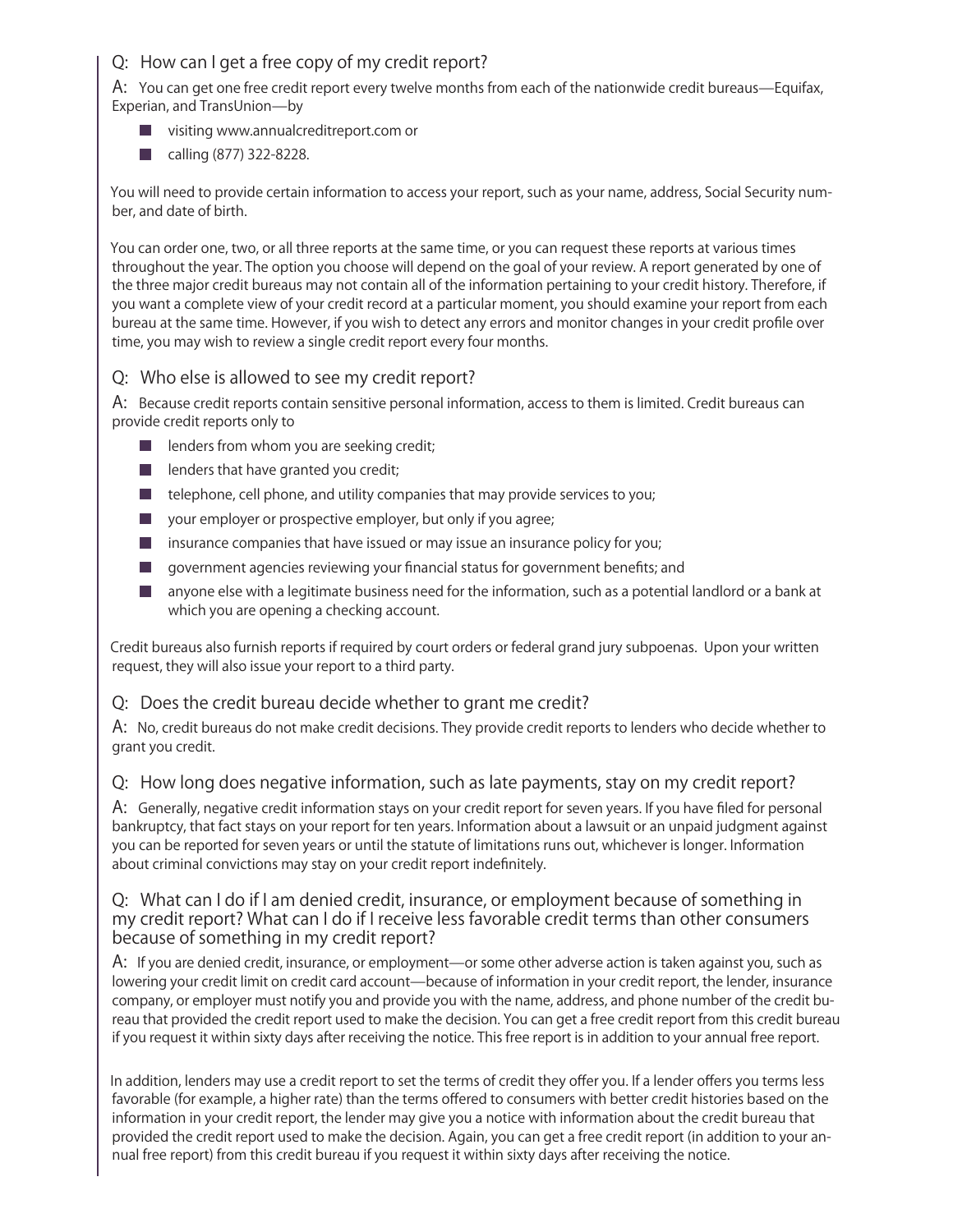### Q: How can I get a free copy of my credit report?

A: You can get one free credit report every twelve months from each of the nationwide credit bureaus—Equifax, Experian, and TransUnion—by

- visiting www.annualcreditreport.com or
- calling (877) 322-8228.

You will need to provide certain information to access your report, such as your name, address, Social Security number, and date of birth.

You can order one, two, or all three reports at the same time, or you can request these reports at various times throughout the year. The option you choose will depend on the goal of your review. A report generated by one of the three major credit bureaus may not contain all of the information pertaining to your credit history. Therefore, if you want a complete view of your credit record at a particular moment, you should examine your report from each bureau at the same time. However, if you wish to detect any errors and monitor changes in your credit profile over time, you may wish to review a single credit report every four months.

### Q: Who else is allowed to see my credit report?

A: Because credit reports contain sensitive personal information, access to them is limited. Credit bureaus can provide credit reports only to

- lenders from whom you are seeking credit;
- lenders that have granted you credit;
- telephone, cell phone, and utility companies that may provide services to you;
- your employer or prospective employer, but only if you agree;
- insurance companies that have issued or may issue an insurance policy for you;
- government agencies reviewing your financial status for government benefits; and
- anyone else with a legitimate business need for the information, such as a potential landlord or a bank at which you are opening a checking account.

Credit bureaus also furnish reports if required by court orders or federal grand jury subpoenas. Upon your written request, they will also issue your report to a third party.

### Q: Does the credit bureau decide whether to grant me credit?

A: No, credit bureaus do not make credit decisions. They provide credit reports to lenders who decide whether to grant you credit.

### Q: How long does negative information, such as late payments, stay on my credit report?

A: Generally, negative credit information stays on your credit report for seven years. If you have filed for personal bankruptcy, that fact stays on your report for ten years. Information about a lawsuit or an unpaid judgment against you can be reported for seven years or until the statute of limitations runs out, whichever is longer. Information about criminal convictions may stay on your credit report indefinitely.

### Q: What can I do if I am denied credit, insurance, or employment because of something in my credit report? What can I do if I receive less favorable credit terms than other consumers because of something in my credit report?

A: If you are denied credit, insurance, or employment—or some other adverse action is taken against you, such as lowering your credit limit on credit card account—because of information in your credit report, the lender, insurance company, or employer must notify you and provide you with the name, address, and phone number of the credit bureau that provided the credit report used to make the decision. You can get a free credit report from this credit bureau if you request it within sixty days after receiving the notice. This free report is in addition to your annual free report.

In addition, lenders may use a credit report to set the terms of credit they offer you. If a lender offers you terms less favorable (for example, a higher rate) than the terms offered to consumers with better credit histories based on the information in your credit report, the lender may give you a notice with information about the credit bureau that provided the credit report used to make the decision. Again, you can get a free credit report (in addition to your annual free report) from this credit bureau if you request it within sixty days after receiving the notice.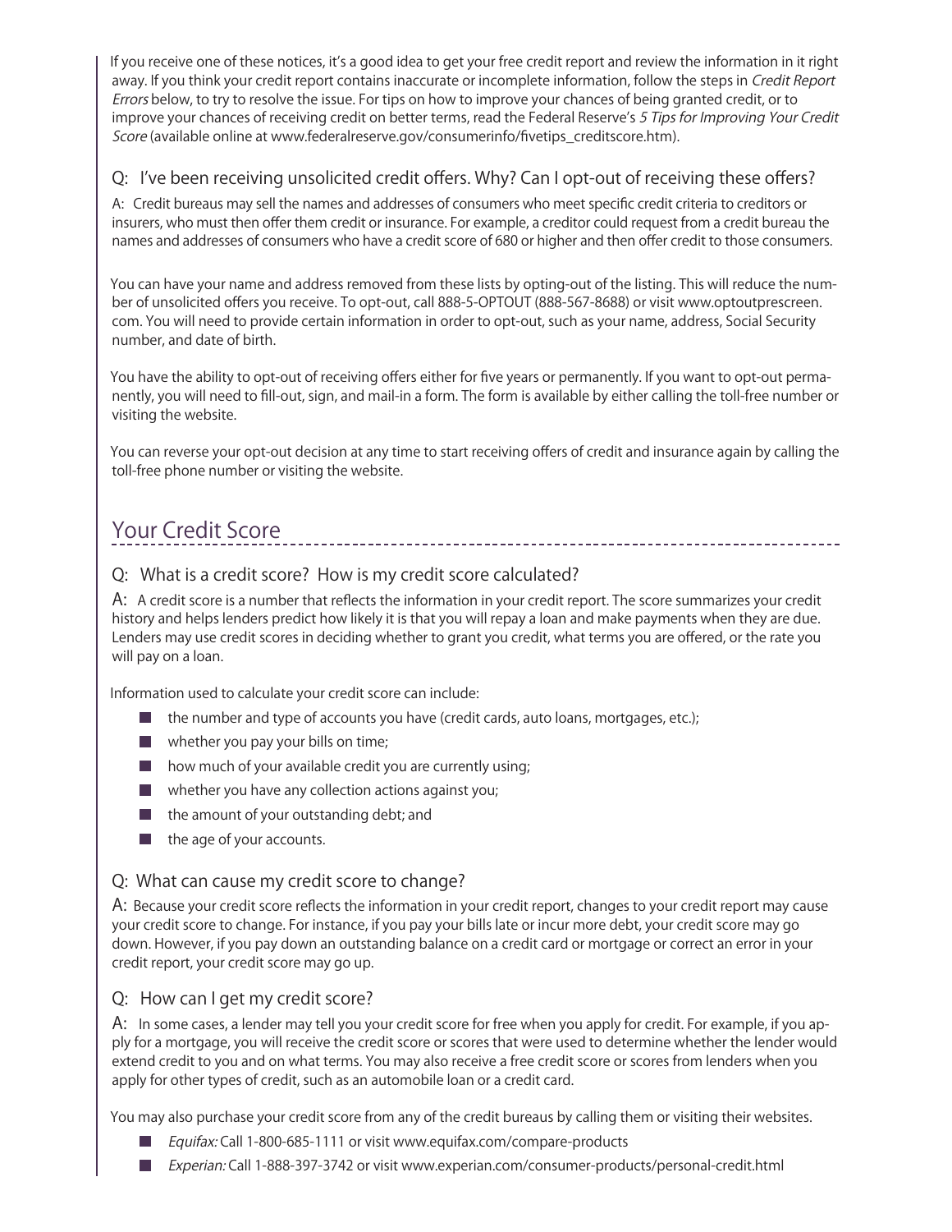If you receive one of these notices, it's a good idea to get your free credit report and review the information in it right away. If you think your credit report contains inaccurate or incomplete information, follow the steps in *Credit Report Errors* below, to try to resolve the issue. For tips on how to improve your chances of being granted credit, or to improve your chances of receiving credit on better terms, read the Federal Reserve's *5 Tips for Improving Your Credit Score* (available online at www.federalreserve.gov/consumerinfo/fivetips_creditscore.htm).

### Q: I've been receiving unsolicited credit offers. Why? Can I opt-out of receiving these offers?

A: Credit bureaus may sell the names and addresses of consumers who meet specific credit criteria to creditors or insurers, who must then offer them credit or insurance. For example, a creditor could request from a credit bureau the names and addresses of consumers who have a credit score of 680 or higher and then offer credit to those consumers.

You can have your name and address removed from these lists by opting-out of the listing. This will reduce the number of unsolicited offers you receive. To opt-out, call 888-5-OPTOUT (888-567-8688) or visit www.optoutprescreen.com. You will need to provide certain information in order to opt-out, such as your name, address, Social Security number, and date of birth.

You have the ability to opt-out of receiving offers either for five years or permanently. If you want to opt-out permanently, you will need to fill-out, sign, and mail-in a form. The form is available by either calling the toll-free number or visiting the website.

You can reverse your opt-out decision at any time to start receiving offers of credit and insurance again by calling the toll-free phone number or visiting the website.

## Your Credit Score

### Q: What is a credit score? How is my credit score calculated?

A: A credit score is a number that reflects the information in your credit report. The score summarizes your credit history and helps lenders predict how likely it is that you will repay a loan and make payments when they are due. Lenders may use credit scores in deciding whether to grant you credit, what terms you are offered, or the rate you will pay on a loan.

Information used to calculate your credit score can include:

- the number and type of accounts you have (credit cards, auto loans, mortgages, etc.);
- whether you pay your bills on time;
- how much of your available credit you are currently using;
- whether you have any collection actions against you;
- the amount of your outstanding debt; and
- the age of your accounts.

### Q: What can cause my credit score to change?

A: Because your credit score reflects the information in your credit report, changes to your credit report may cause your credit score to change. For instance, if you pay your bills late or incur more debt, your credit score may go down. However, if you pay down an outstanding balance on a credit card or mortgage or correct an error in your credit report, your credit score may go up.

### Q: How can I get my credit score?

A: In some cases, a lender may tell you your credit score for free when you apply for credit. For example, if you apply for a mortgage, you will receive the credit score or scores that were used to determine whether the lender would extend credit to you and on what terms. You may also receive a free credit score or scores from lenders when you apply for other types of credit, such as an automobile loan or a credit card.

You may also purchase your credit score from any of the credit bureaus by calling them or visiting their websites.

- *Equifax:* Call 1-800-685-1111 or visit www.equifax.com/compare-products
- *Experian:* Call 1-888-397-3742 or visit www.experian.com/consumer-products/personal-credit.html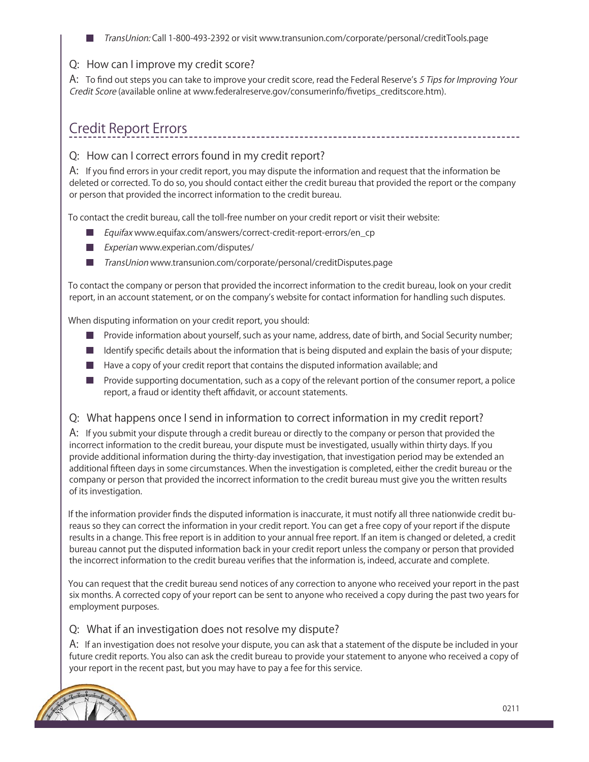- *TransUnion:* Call 1-800-493-2392 or visit www.transunion.com/corporate/personal/creditTools.page

### Q: How can I improve my credit score?

A: To find out steps you can take to improve your credit score, read the Federal Reserve's *5 Tips for Improving Your Credit Score* (available online at www.federalreserve.gov/consumerinfo/fivetips_creditscore.htm).

## Credit Report Errors

### Q: How can I correct errors found in my credit report?

A: If you find errors in your credit report, you may dispute the information and request that the information be deleted or corrected. To do so, you should contact either the credit bureau that provided the report or the company or person that provided the incorrect information to the credit bureau.

To contact the credit bureau, call the toll-free number on your credit report or visit their website:

- *Equifax* www.equifax.com/answers/correct-credit-report-errors/en_cp
- *Experian* www.experian.com/disputes/
- *TransUnion* www.transunion.com/corporate/personal/creditDisputes.page

To contact the company or person that provided the incorrect information to the credit bureau, look on your credit report, in an account statement, or on the company's website for contact information for handling such disputes.

When disputing information on your credit report, you should:

- Provide information about yourself, such as your name, address, date of birth, and Social Security number;
- Identify specific details about the information that is being disputed and explain the basis of your dispute;
- Have a copy of your credit report that contains the disputed information available; and
- Provide supporting documentation, such as a copy of the relevant portion of the consumer report, a police report, a fraud or identity theft affidavit, or account statements.

### Q: What happens once I send in information to correct information in my credit report?

A: If you submit your dispute through a credit bureau or directly to the company or person that provided the incorrect information to the credit bureau, your dispute must be investigated, usually within thirty days. If you provide additional information during the thirty-day investigation, that investigation period may be extended an additional fifteen days in some circumstances. When the investigation is completed, either the credit bureau or the company or person that provided the incorrect information to the credit bureau must give you the written results of its investigation.

If the information provider finds the disputed information is inaccurate, it must notify all three nationwide credit bureaus so they can correct the information in your credit report. You can get a free copy of your report if the dispute results in a change. This free report is in addition to your annual free report. If an item is changed or deleted, a credit bureau cannot put the disputed information back in your credit report unless the company or person that provided the incorrect information to the credit bureau verifies that the information is, indeed, accurate and complete.

You can request that the credit bureau send notices of any correction to anyone who received your report in the past six months. A corrected copy of your report can be sent to anyone who received a copy during the past two years for employment purposes.

### Q: What if an investigation does not resolve my dispute?

A: If an investigation does not resolve your dispute, you can ask that a statement of the dispute be included in your future credit reports. You also can ask the credit bureau to provide your statement to anyone who received a copy of your report in the recent past, but you may have to pay a fee for this service.

0211